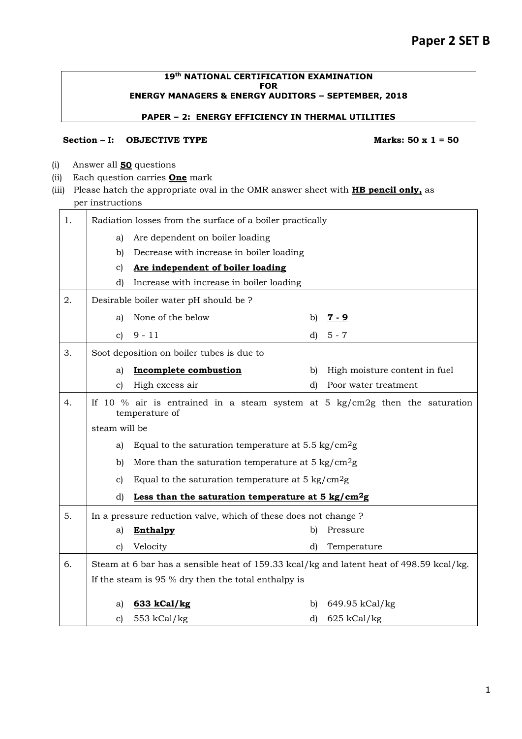# Paper 2 SET B

**19th NATIONAL CERTIFICATION EXAMINATION FOR ENERGY MANAGERS & ENERGY AUDITORS – SEPTEMBER, 2018**

**PAPER – 2: ENERGY EFFICIENCY IN THERMAL UTILITIES**

**Section – I: OBJECTIVE TYPE** **Marks: 50 x 1 = 50**

(i) Answer all **50** questions
(ii) Each question carries **One** mark
(iii) Please hatch the appropriate oval in the OMR answer sheet with **HB pencil only,** as per instructions

| | |
|---|---|
| 1. | Radiation losses from the surface of a boiler practically<br>a) Are dependent on boiler loading<br>b) Decrease with increase in boiler loading<br>c) **Are independent of boiler loading**<br>d) Increase with increase in boiler loading |
| 2. | Desirable boiler water pH should be ?<br>a) None of the below<br>b) **7 - 9**<br>c) 9 - 11<br>d) 5 - 7 |
| 3. | Soot deposition on boiler tubes is due to<br>a) **Incomplete combustion**<br>b) High moisture content in fuel<br>c) High excess air<br>d) Poor water treatment |
| 4. | If 10 % air is entrained in a steam system at 5 kg/cm2g then the saturation temperature of steam will be<br>a) Equal to the saturation temperature at 5.5 kg/cm$^2$g<br>b) More than the saturation temperature at 5 kg/cm$^2$g<br>c) Equal to the saturation temperature at 5 kg/cm$^2$g<br>d) **Less than the saturation temperature at 5 kg/cm$^2$g** |
| 5. | In a pressure reduction valve, which of these does not change ?<br>a) **Enthalpy**<br>b) Pressure<br>c) Velocity<br>d) Temperature |
| 6. | Steam at 6 bar has a sensible heat of 159.33 kcal/kg and latent heat of 498.59 kcal/kg. If the steam is 95 % dry then the total enthalpy is<br>a) **633 kCal/kg**<br>b) 649.95 kCal/kg<br>c) 553 kCal/kg<br>d) 625 kCal/kg |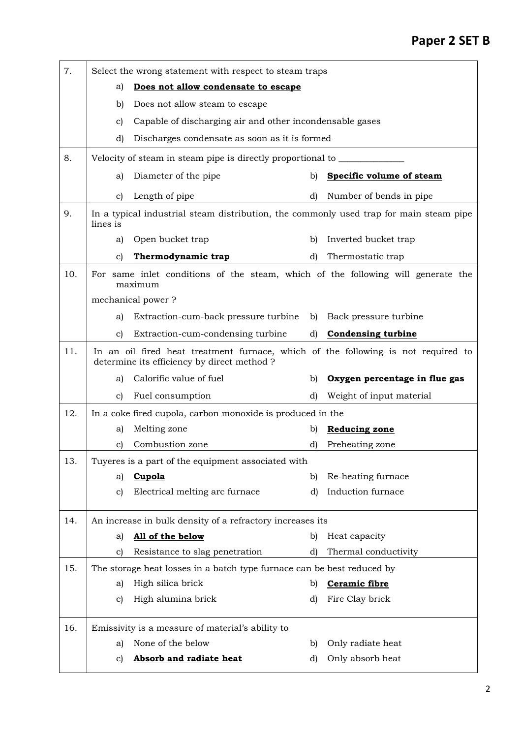| | |
|---|---|
| 7. | Select the wrong statement with respect to steam traps<br>a) **<u>Does not allow condensate to escape</u>**<br>b) Does not allow steam to escape<br>c) Capable of discharging air and other incondensable gases<br>d) Discharges condensate as soon as it is formed |
| 8. | Velocity of steam in steam pipe is directly proportional to ______________<br>a) Diameter of the pipe &nbsp;&nbsp; b) **<u>Specific volume of steam</u>**<br>c) Length of pipe &nbsp;&nbsp; d) Number of bends in pipe |
| 9. | In a typical industrial steam distribution, the commonly used trap for main steam pipe lines is<br>a) Open bucket trap &nbsp;&nbsp; b) Inverted bucket trap<br>c) **<u>Thermodynamic trap</u>** &nbsp;&nbsp; d) Thermostatic trap |
| 10. | For same inlet conditions of the steam, which of the following will generate the maximum mechanical power ?<br>a) Extraction-cum-back pressure turbine &nbsp;&nbsp; b) Back pressure turbine<br>c) Extraction-cum-condensing turbine &nbsp;&nbsp; d) **<u>Condensing turbine</u>** |
| 11. | In an oil fired heat treatment furnace, which of the following is not required to determine its efficiency by direct method ?<br>a) Calorific value of fuel &nbsp;&nbsp; b) **<u>Oxygen percentage in flue gas</u>**<br>c) Fuel consumption &nbsp;&nbsp; d) Weight of input material |
| 12. | In a coke fired cupola, carbon monoxide is produced in the<br>a) Melting zone &nbsp;&nbsp; b) **<u>Reducing zone</u>**<br>c) Combustion zone &nbsp;&nbsp; d) Preheating zone |
| 13. | Tuyeres is a part of the equipment associated with<br>a) **<u>Cupola</u>** &nbsp;&nbsp; b) Re-heating furnace<br>c) Electrical melting arc furnace &nbsp;&nbsp; d) Induction furnace |
| 14. | An increase in bulk density of a refractory increases its<br>a) **<u>All of the below</u>** &nbsp;&nbsp; b) Heat capacity<br>c) Resistance to slag penetration &nbsp;&nbsp; d) Thermal conductivity |
| 15. | The storage heat losses in a batch type furnace can be best reduced by<br>a) High silica brick &nbsp;&nbsp; b) **<u>Ceramic fibre</u>**<br>c) High alumina brick &nbsp;&nbsp; d) Fire Clay brick |
| 16. | Emissivity is a measure of material's ability to<br>a) None of the below &nbsp;&nbsp; b) Only radiate heat<br>c) **<u>Absorb and radiate heat</u>** &nbsp;&nbsp; d) Only absorb heat |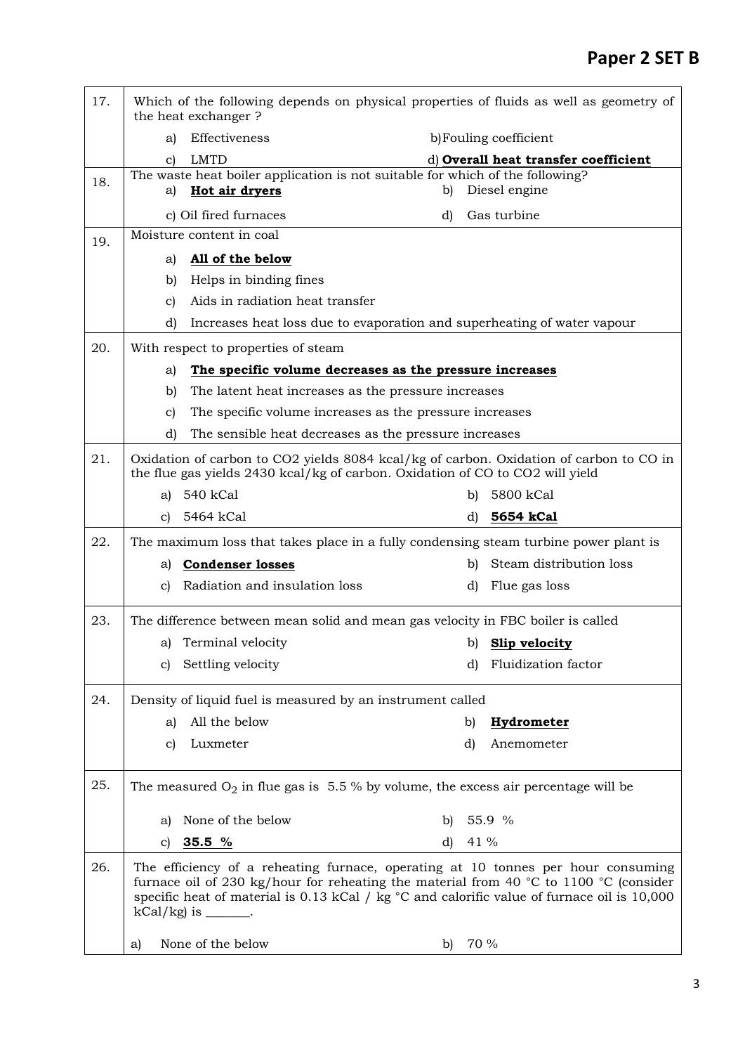| | |
|---|---|
| 17. | Which of the following depends on physical properties of fluids as well as geometry of the heat exchanger ?<br>a) Effectiveness &nbsp;&nbsp;&nbsp;&nbsp; b) Fouling coefficient<br>c) LMTD &nbsp;&nbsp;&nbsp;&nbsp; d) **Overall heat transfer coefficient** |
| 18. | The waste heat boiler application is not suitable for which of the following?<br>a) **Hot air dryers** &nbsp;&nbsp;&nbsp;&nbsp; b) Diesel engine<br>c) Oil fired furnaces &nbsp;&nbsp;&nbsp;&nbsp; d) Gas turbine |
| 19. | Moisture content in coal<br>a) **All of the below**<br>b) Helps in binding fines<br>c) Aids in radiation heat transfer<br>d) Increases heat loss due to evaporation and superheating of water vapour |
| 20. | With respect to properties of steam<br>a) **The specific volume decreases as the pressure increases**<br>b) The latent heat increases as the pressure increases<br>c) The specific volume increases as the pressure increases<br>d) The sensible heat decreases as the pressure increases |
| 21. | Oxidation of carbon to CO2 yields 8084 kcal/kg of carbon. Oxidation of carbon to CO in the flue gas yields 2430 kcal/kg of carbon. Oxidation of CO to CO2 will yield<br>a) 540 kCal &nbsp;&nbsp;&nbsp;&nbsp; b) 5800 kCal<br>c) 5464 kCal &nbsp;&nbsp;&nbsp;&nbsp; d) **5654 kCal** |
| 22. | The maximum loss that takes place in a fully condensing steam turbine power plant is<br>a) **Condenser losses** &nbsp;&nbsp;&nbsp;&nbsp; b) Steam distribution loss<br>c) Radiation and insulation loss &nbsp;&nbsp;&nbsp;&nbsp; d) Flue gas loss |
| 23. | The difference between mean solid and mean gas velocity in FBC boiler is called<br>a) Terminal velocity &nbsp;&nbsp;&nbsp;&nbsp; b) **Slip velocity**<br>c) Settling velocity &nbsp;&nbsp;&nbsp;&nbsp; d) Fluidization factor |
| 24. | Density of liquid fuel is measured by an instrument called<br>a) All the below &nbsp;&nbsp;&nbsp;&nbsp; b) **Hydrometer**<br>c) Luxmeter &nbsp;&nbsp;&nbsp;&nbsp; d) Anemometer |
| 25. | The measured $O_2$ in flue gas is 5.5 % by volume, the excess air percentage will be<br>a) None of the below &nbsp;&nbsp;&nbsp;&nbsp; b) 55.9 %<br>c) **35.5 %** &nbsp;&nbsp;&nbsp;&nbsp; d) 41 % |
| 26. | The efficiency of a reheating furnace, operating at 10 tonnes per hour consuming furnace oil of 230 kg/hour for reheating the material from 40 °C to 1100 °C (consider specific heat of material is 0.13 kCal / kg °C and calorific value of furnace oil is 10,000 kCal/kg) is _______.<br>a) None of the below &nbsp;&nbsp;&nbsp;&nbsp; b) 70 % |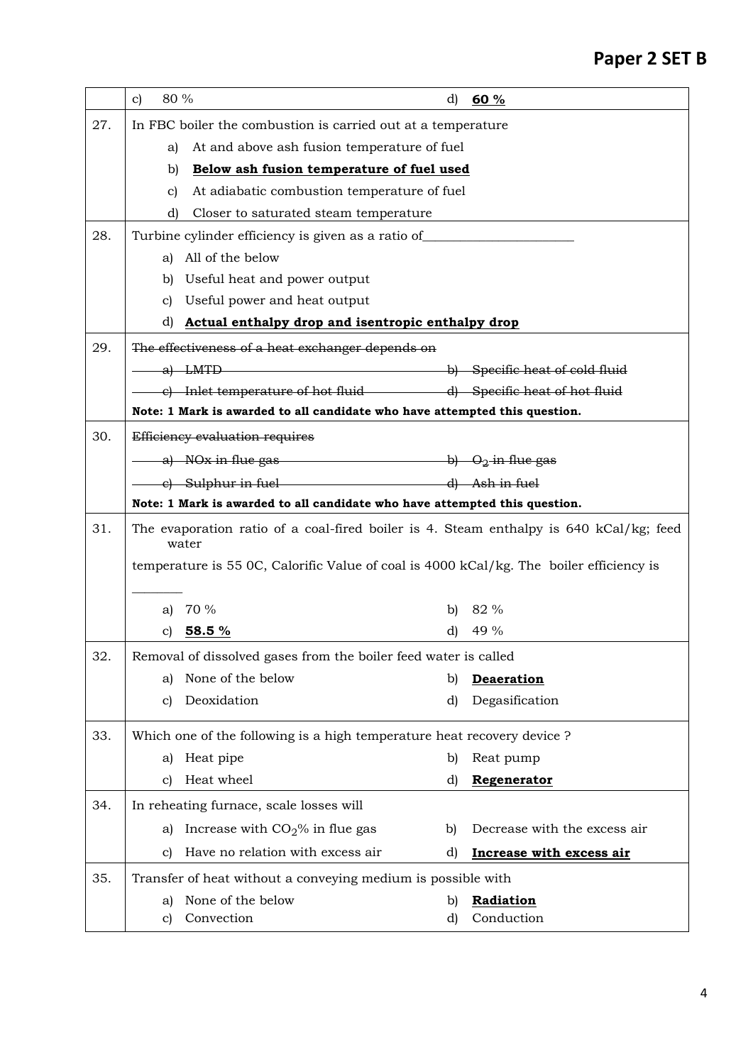| | | |
|---|---|---|
| | c) 80 % | d) **60 %** |
| 27. | In FBC boiler the combustion is carried out at a temperature<br>a) At and above ash fusion temperature of fuel<br>b) **Below ash fusion temperature of fuel used**<br>c) At adiabatic combustion temperature of fuel<br>d) Closer to saturated steam temperature | |
| 28. | Turbine cylinder efficiency is given as a ratio of________________________<br>a) All of the below<br>b) Useful heat and power output<br>c) Useful power and heat output<br>d) **Actual enthalpy drop and isentropic enthalpy drop** | |
| 29. | ~~The effectiveness of a heat exchanger depends on~~<br>~~a) LMTD~~ ~~b) Specific heat of cold fluid~~<br>~~c) Inlet temperature of hot fluid~~ ~~d) Specific heat of hot fluid~~<br>**Note: 1 Mark is awarded to all candidate who have attempted this question.** | |
| 30. | ~~Efficiency evaluation requires~~<br>~~a) NOx in flue gas~~ ~~b) $O_2$ in flue gas~~<br>~~c) Sulphur in fuel~~ ~~d) Ash in fuel~~<br>**Note: 1 Mark is awarded to all candidate who have attempted this question.** | |
| 31. | The evaporation ratio of a coal-fired boiler is 4. Steam enthalpy is 640 kCal/kg; feed water temperature is 55 0C, Calorific Value of coal is 4000 kCal/kg. The boiler efficiency is ________ | |
| | a) 70 % | b) 82 % |
| | c) **58.5 %** | d) 49 % |
| 32. | Removal of dissolved gases from the boiler feed water is called | |
| | a) None of the below | b) **Deaeration** |
| | c) Deoxidation | d) Degasification |
| 33. | Which one of the following is a high temperature heat recovery device ? | |
| | a) Heat pipe | b) Reat pump |
| | c) Heat wheel | d) **Regenerator** |
| 34. | In reheating furnace, scale losses will | |
| | a) Increase with $CO_2$% in flue gas | b) Decrease with the excess air |
| | c) Have no relation with excess air | d) **Increase with excess air** |
| 35. | Transfer of heat without a conveying medium is possible with | |
| | a) None of the below | b) **Radiation** |
| | c) Convection | d) Conduction |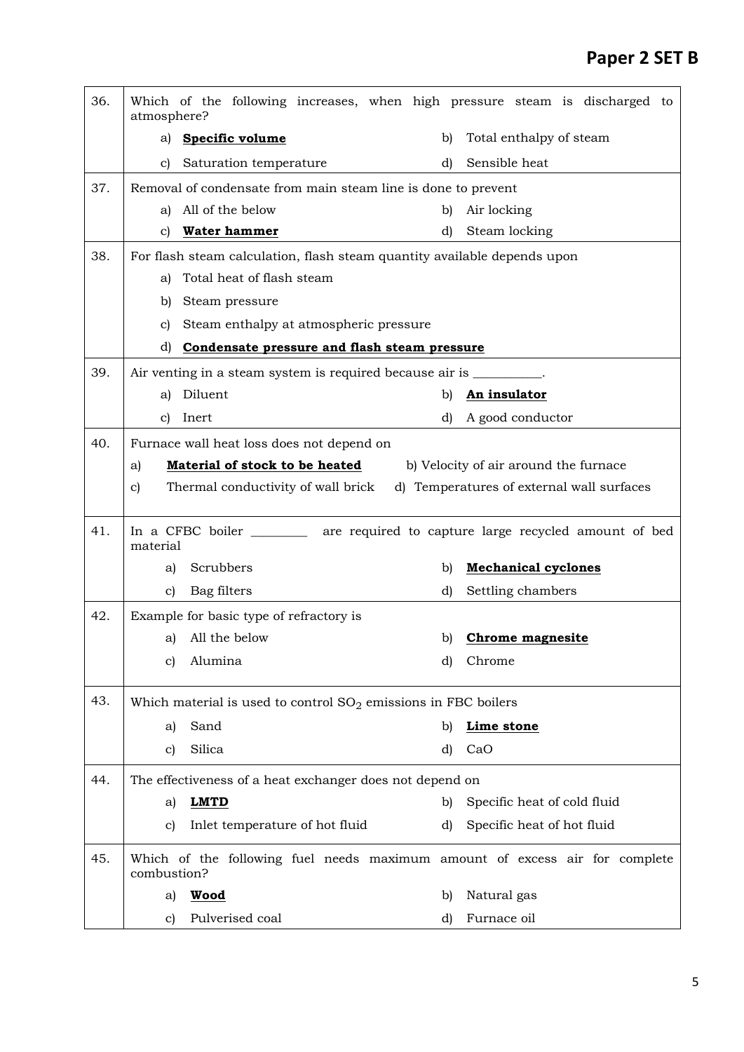**Paper 2 SET B**

| | |
|---|---|
| 36. | Which of the following increases, when high pressure steam is discharged to atmosphere?<br>a) **Specific volume** b) Total enthalpy of steam<br>c) Saturation temperature d) Sensible heat |
| 37. | Removal of condensate from main steam line is done to prevent<br>a) All of the below b) Air locking<br>c) **Water hammer** d) Steam locking |
| 38. | For flash steam calculation, flash steam quantity available depends upon<br>a) Total heat of flash steam<br>b) Steam pressure<br>c) Steam enthalpy at atmospheric pressure<br>d) **Condensate pressure and flash steam pressure** |
| 39. | Air venting in a steam system is required because air is \_\_\_\_\_\_\_\_\_\_\_.<br>a) Diluent b) **An insulator**<br>c) Inert d) A good conductor |
| 40. | Furnace wall heat loss does not depend on<br>a) **Material of stock to be heated** b) Velocity of air around the furnace<br>c) Thermal conductivity of wall brick d) Temperatures of external wall surfaces |
| 41. | In a CFBC boiler \_\_\_\_\_\_\_\_\_ are required to capture large recycled amount of bed material<br>a) Scrubbers b) **Mechanical cyclones**<br>c) Bag filters d) Settling chambers |
| 42. | Example for basic type of refractory is<br>a) All the below b) **Chrome magnesite**<br>c) Alumina d) Chrome |
| 43. | Which material is used to control $SO_2$ emissions in FBC boilers<br>a) Sand b) **Lime stone**<br>c) Silica d) CaO |
| 44. | The effectiveness of a heat exchanger does not depend on<br>a) **LMTD** b) Specific heat of cold fluid<br>c) Inlet temperature of hot fluid d) Specific heat of hot fluid |
| 45. | Which of the following fuel needs maximum amount of excess air for complete combustion?<br>a) **Wood** b) Natural gas<br>c) Pulverised coal d) Furnace oil |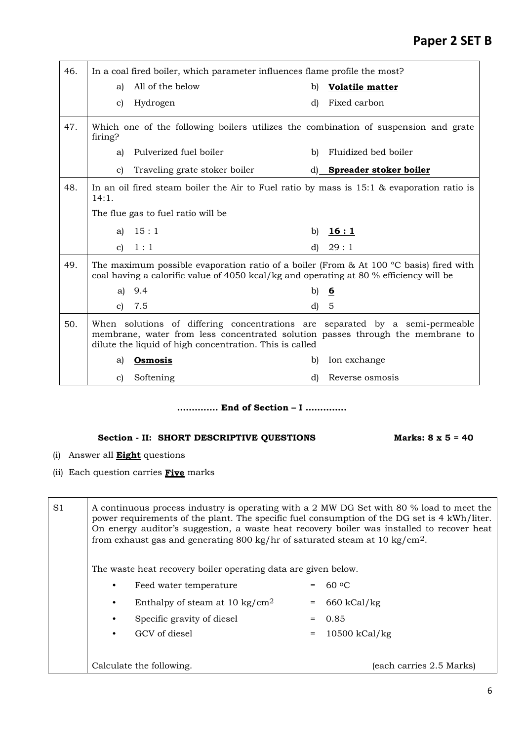| | |
|---|---|
| 46. | In a coal fired boiler, which parameter influences flame profile the most?<br>a) All of the below b) **Volatile matter**<br>c) Hydrogen d) Fixed carbon |
| 47. | Which one of the following boilers utilizes the combination of suspension and grate firing?<br>a) Pulverized fuel boiler b) Fluidized bed boiler<br>c) Traveling grate stoker boiler d) **Spreader stoker boiler** |
| 48. | In an oil fired steam boiler the Air to Fuel ratio by mass is 15:1 & evaporation ratio is 14:1.<br>The flue gas to fuel ratio will be<br>a) 15 : 1 b) **16 : 1**<br>c) 1 : 1 d) 29 : 1 |
| 49. | The maximum possible evaporation ratio of a boiler (From & At 100 °C basis) fired with coal having a calorific value of 4050 kcal/kg and operating at 80 % efficiency will be<br>a) 9.4 b) **6**<br>c) 7.5 d) 5 |
| 50. | When solutions of differing concentrations are separated by a semi-permeable membrane, water from less concentrated solution passes through the membrane to dilute the liquid of high concentration. This is called<br>a) **Osmosis** b) Ion exchange<br>c) Softening d) Reverse osmosis |

**............. End of Section – I .............**

**Section - II: SHORT DESCRIPTIVE QUESTIONS** **Marks: 8 x 5 = 40**

(i) Answer all **Eight** questions

(ii) Each question carries **Five** marks

| | |
|---|---|
| S1 | A continuous process industry is operating with a 2 MW DG Set with 80 % load to meet the power requirements of the plant. The specific fuel consumption of the DG set is 4 kWh/liter. On energy auditor's suggestion, a waste heat recovery boiler was installed to recover heat from exhaust gas and generating 800 kg/hr of saturated steam at 10 kg/cm$^2$.<br><br>The waste heat recovery boiler operating data are given below.<br>• Feed water temperature = 60 °C<br>• Enthalpy of steam at 10 kg/cm$^2$ = 660 kCal/kg<br>• Specific gravity of diesel = 0.85<br>• GCV of diesel = 10500 kCal/kg<br><br>Calculate the following. (each carries 2.5 Marks) |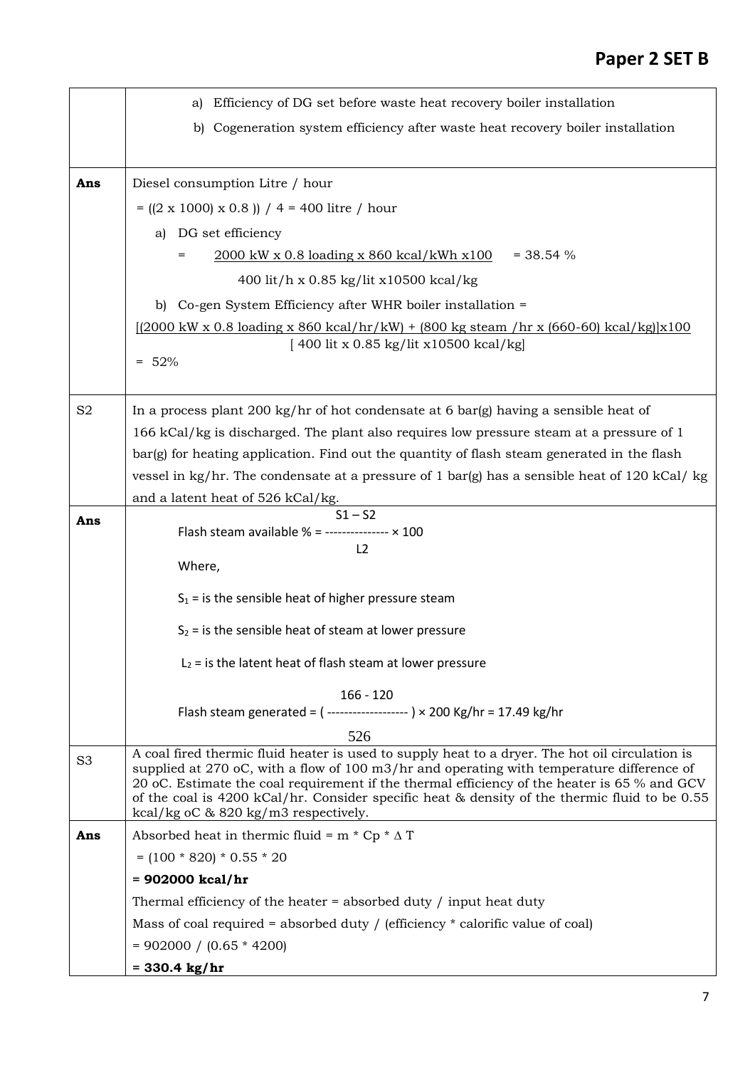| | |
|---|---|
| | a) Efficiency of DG set before waste heat recovery boiler installation<br>b) Cogeneration system efficiency after waste heat recovery boiler installation |
| **Ans** | Diesel consumption Litre / hour<br>= ((2 x 1000) x 0.8 )) / 4 = 400 litre / hour<br>a) DG set efficiency<br>$= \frac{2000 \text{ kW x 0.8 loading x 860 kcal/kWh x100}}{400 \text{ lit/h x 0.85 kg/lit x10500 kcal/kg}} = 38.54\ \%$<br>b) Co-gen System Efficiency after WHR boiler installation =<br>$\frac{[(2000 \text{ kW x 0.8 loading x 860 kcal/hr/kW}) + (800 \text{ kg steam /hr x (660-60) kcal/kg})]\text{x100}}{[400 \text{ lit x 0.85 kg/lit x10500 kcal/kg}]}$<br>= 52% |
| S2 | In a process plant 200 kg/hr of hot condensate at 6 bar(g) having a sensible heat of 166 kCal/kg is discharged. The plant also requires low pressure steam at a pressure of 1 bar(g) for heating application. Find out the quantity of flash steam generated in the flash vessel in kg/hr. The condensate at a pressure of 1 bar(g) has a sensible heat of 120 kCal/ kg and a latent heat of 526 kCal/kg. |
| **Ans** | $\text{Flash steam available \%} = \frac{S1 - S2}{L2} \times 100$<br>Where,<br>$S_1$ = is the sensible heat of higher pressure steam<br>$S_2$ = is the sensible heat of steam at lower pressure<br>$L_2$ = is the latent heat of flash steam at lower pressure<br>$\text{Flash steam generated} = \left( \frac{166 - 120}{526} \right) \times 200 \text{ Kg/hr} = 17.49 \text{ kg/hr}$ |
| S3 | A coal fired thermic fluid heater is used to supply heat to a dryer. The hot oil circulation is supplied at 270 oC, with a flow of 100 m3/hr and operating with temperature difference of 20 oC. Estimate the coal requirement if the thermal efficiency of the heater is 65 % and GCV of the coal is 4200 kCal/hr. Consider specific heat & density of the thermic fluid to be 0.55 kcal/kg oC & 820 kg/m3 respectively. |
| **Ans** | Absorbed heat in thermic fluid = m * Cp * ∆ T<br>= (100 * 820) * 0.55 * 20<br>**= 902000 kcal/hr**<br>Thermal efficiency of the heater = absorbed duty / input heat duty<br>Mass of coal required = absorbed duty / (efficiency * calorific value of coal)<br>= 902000 / (0.65 * 4200)<br>**= 330.4 kg/hr** |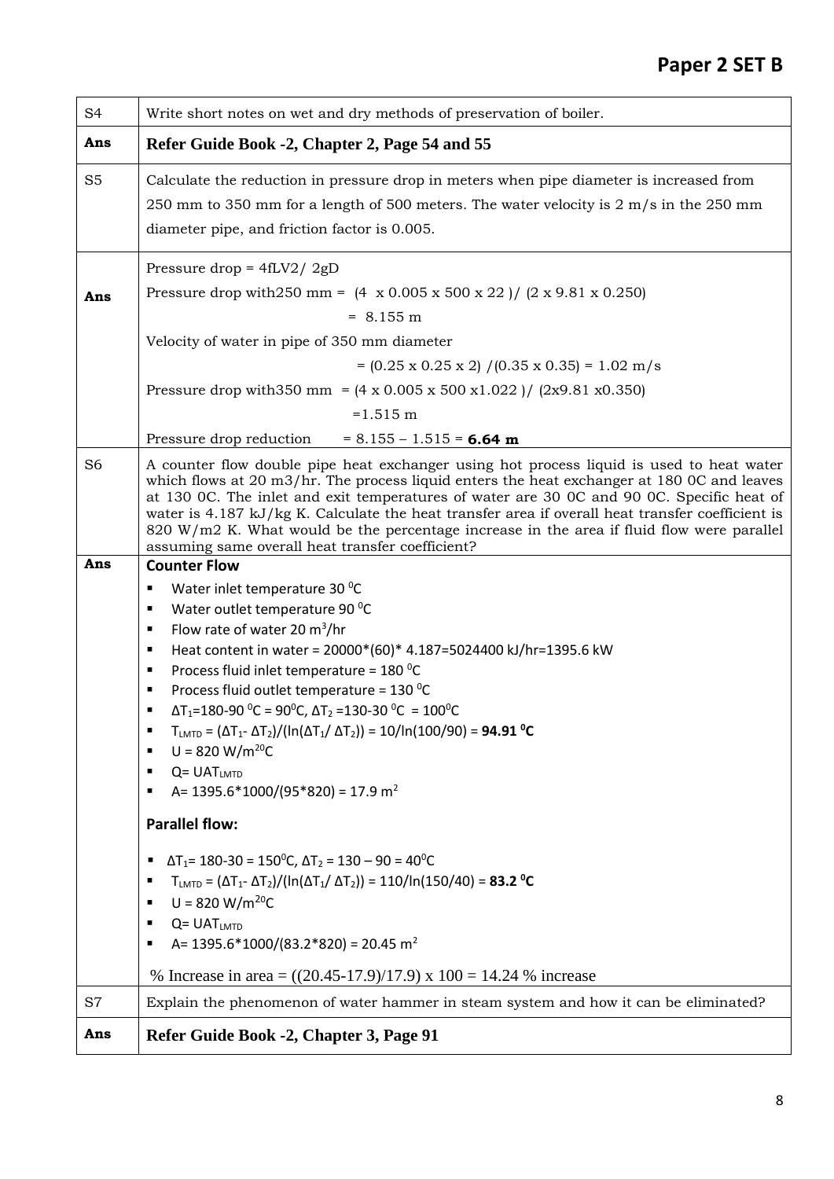| | |
|---|---|
| S4 | Write short notes on wet and dry methods of preservation of boiler. |
| **Ans** | **Refer Guide Book -2, Chapter 2, Page 54 and 55** |
| S5 | Calculate the reduction in pressure drop in meters when pipe diameter is increased from 250 mm to 350 mm for a length of 500 meters. The water velocity is 2 m/s in the 250 mm diameter pipe, and friction factor is 0.005. |
| **Ans** | Pressure drop = 4fLV2/ 2gD<br>Pressure drop with250 mm = (4 x 0.005 x 500 x 22 )/ (2 x 9.81 x 0.250)<br>= 8.155 m<br>Velocity of water in pipe of 350 mm diameter<br>= (0.25 x 0.25 x 2) /(0.35 x 0.35) = 1.02 m/s<br>Pressure drop with350 mm = (4 x 0.005 x 500 x1.022 )/ (2x9.81 x0.350)<br>=1.515 m<br>Pressure drop reduction = 8.155 – 1.515 = **6.64 m** |
| S6 | A counter flow double pipe heat exchanger using hot process liquid is used to heat water which flows at 20 m3/hr. The process liquid enters the heat exchanger at 180 0C and leaves at 130 0C. The inlet and exit temperatures of water are 30 0C and 90 0C. Specific heat of water is 4.187 kJ/kg K. Calculate the heat transfer area if overall heat transfer coefficient is 820 W/m2 K. What would be the percentage increase in the area if fluid flow were parallel assuming same overall heat transfer coefficient? |
| **Ans** | **Counter Flow**<br>▪ Water inlet temperature 30 $^0$C<br>▪ Water outlet temperature 90 $^0$C<br>▪ Flow rate of water 20 $m^3$/hr<br>▪ Heat content in water = 20000\*(60)\* 4.187=5024400 kJ/hr=1395.6 kW<br>▪ Process fluid inlet temperature = 180 $^0$C<br>▪ Process fluid outlet temperature = 130 $^0$C<br>▪ $\Delta T_1$=180-90 $^0$C = 90$^0$C, $\Delta T_2$ =130-30 $^0$C = 100$^0$C<br>▪ $T_{LMTD} = (\Delta T_1 - \Delta T_2)/(\ln(\Delta T_1/\Delta T_2))$ = 10/ln(100/90) = **94.91 $^0$C**<br>▪ U = 820 W/m$^{20}$C<br>▪ Q= $UAT_{LMTD}$<br>▪ A= 1395.6\*1000/(95\*820) = 17.9 $m^2$<br><br>**Parallel flow:**<br>▪ $\Delta T_1$= 180-30 = 150$^0$C, $\Delta T_2$ = 130 – 90 = 40$^0$C<br>▪ $T_{LMTD} = (\Delta T_1 - \Delta T_2)/(\ln(\Delta T_1/\Delta T_2))$ = 110/ln(150/40) = **83.2 $^0$C**<br>▪ U = 820 W/m$^{20}$C<br>▪ Q= $UAT_{LMTD}$<br>▪ A= 1395.6\*1000/(83.2\*820) = 20.45 $m^2$<br><br>% Increase in area = ((20.45-17.9)/17.9) x 100 = 14.24 % increase |
| S7 | Explain the phenomenon of water hammer in steam system and how it can be eliminated? |
| **Ans** | **Refer Guide Book -2, Chapter 3, Page 91** |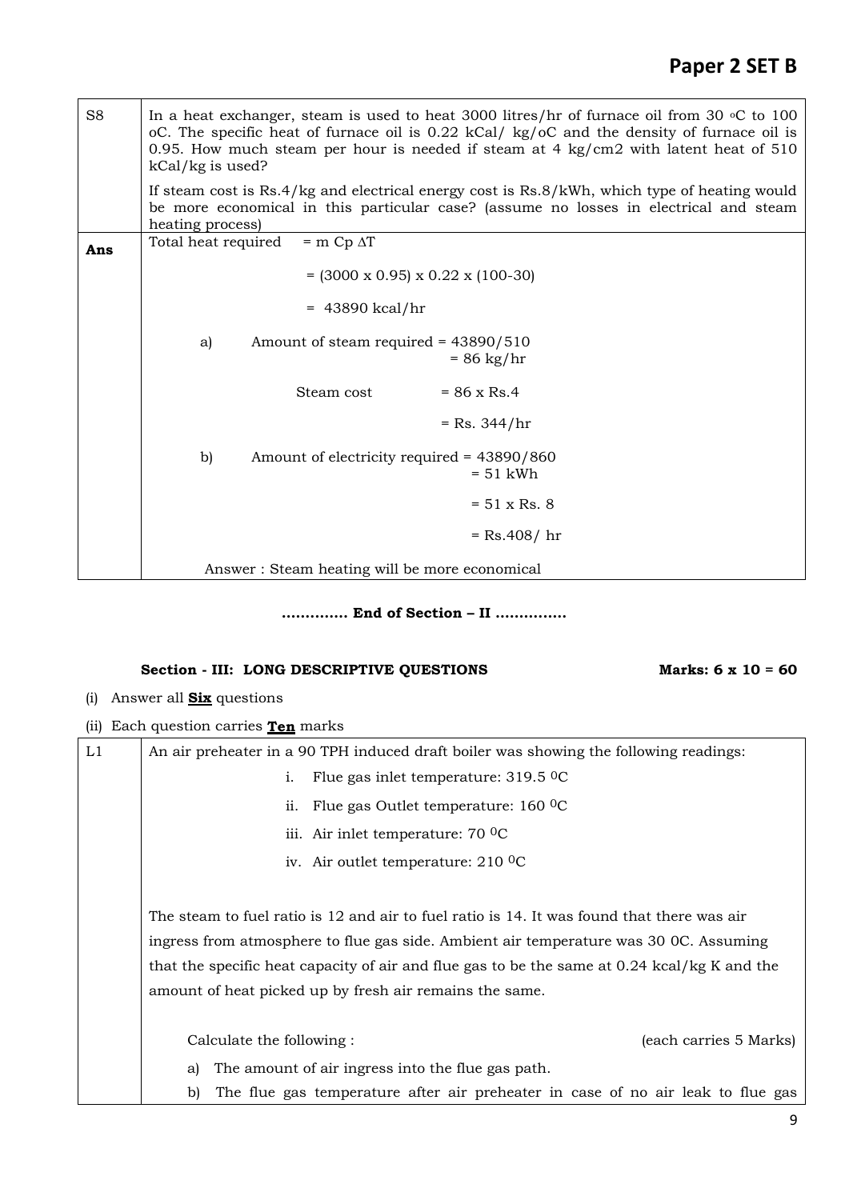| S8 | In a heat exchanger, steam is used to heat 3000 litres/hr of furnace oil from 30 °C to 100 oC. The specific heat of furnace oil is 0.22 kCal/ kg/oC and the density of furnace oil is 0.95. How much steam per hour is needed if steam at 4 kg/cm2 with latent heat of 510 kCal/kg is used?<br><br>If steam cost is Rs.4/kg and electrical energy cost is Rs.8/kWh, which type of heating would be more economical in this particular case? (assume no losses in electrical and steam heating process) |
|---|---|
| **Ans** | Total heat required = m Cp $\Delta$T<br><br>= (3000 x 0.95) x 0.22 x (100-30)<br><br>= 43890 kcal/hr<br><br>a) Amount of steam required = 43890/510<br>= 86 kg/hr<br><br>Steam cost = 86 x Rs.4<br><br>= Rs. 344/hr<br><br>b) Amount of electricity required = 43890/860<br>= 51 kWh<br><br>= 51 x Rs. 8<br><br>= Rs.408/ hr<br><br>Answer : Steam heating will be more economical |

**………….. End of Section – II ……………**

**Section - III: LONG DESCRIPTIVE QUESTIONS** **Marks: 6 x 10 = 60**

(i) Answer all **Six** questions

(ii) Each question carries **Ten** marks

| L1 | An air preheater in a 90 TPH induced draft boiler was showing the following readings:<br><br>i. Flue gas inlet temperature: 319.5 $^0$C<br>ii. Flue gas Outlet temperature: 160 $^0$C<br>iii. Air inlet temperature: 70 $^0$C<br>iv. Air outlet temperature: 210 $^0$C<br><br>The steam to fuel ratio is 12 and air to fuel ratio is 14. It was found that there was air ingress from atmosphere to flue gas side. Ambient air temperature was 30 0C. Assuming that the specific heat capacity of air and flue gas to be the same at 0.24 kcal/kg K and the amount of heat picked up by fresh air remains the same.<br><br>Calculate the following : (each carries 5 Marks)<br><br>a) The amount of air ingress into the flue gas path.<br>b) The flue gas temperature after air preheater in case of no air leak to flue gas |
|---|---|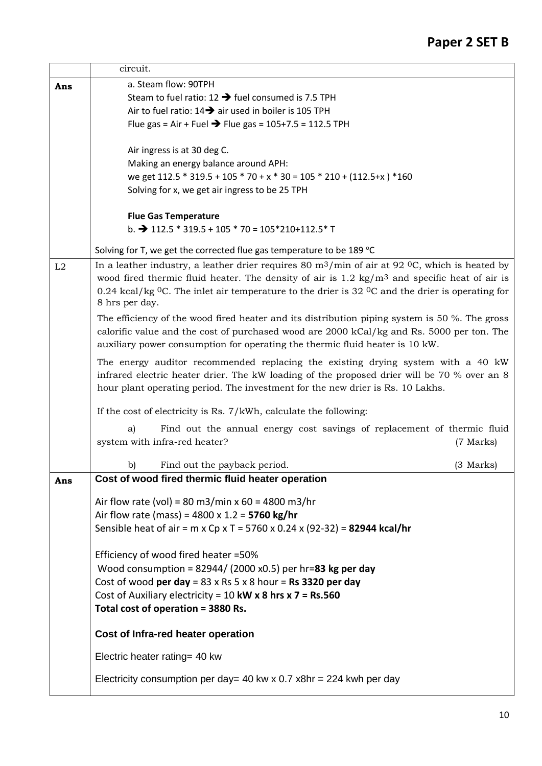| | circuit. |
|---|---|
| **Ans** | a. Steam flow: 90TPH<br>Steam to fuel ratio: 12 ➔ fuel consumed is 7.5 TPH<br>Air to fuel ratio: 14➔ air used in boiler is 105 TPH<br>Flue gas = Air + Fuel ➔ Flue gas = 105+7.5 = 112.5 TPH<br><br>Air ingress is at 30 deg C.<br>Making an energy balance around APH:<br>we get 112.5 * 319.5 + 105 * 70 + x * 30 = 105 * 210 + (112.5+x ) *160<br>Solving for x, we get air ingress to be 25 TPH<br><br>**Flue Gas Temperature**<br>b. ➔ 112.5 * 319.5 + 105 * 70 = 105*210+112.5* T<br><br>Solving for T, we get the corrected flue gas temperature to be 189 °C |
| L2 | In a leather industry, a leather drier requires 80 $m^3$/min of air at 92 $^0$C, which is heated by wood fired thermic fluid heater. The density of air is 1.2 kg/$m^3$ and specific heat of air is 0.24 kcal/kg $^0$C. The inlet air temperature to the drier is 32 $^0$C and the drier is operating for 8 hrs per day.<br><br>The efficiency of the wood fired heater and its distribution piping system is 50 %. The gross calorific value and the cost of purchased wood are 2000 kCal/kg and Rs. 5000 per ton. The auxiliary power consumption for operating the thermic fluid heater is 10 kW.<br><br>The energy auditor recommended replacing the existing drying system with a 40 kW infrared electric heater drier. The kW loading of the proposed drier will be 70 % over an 8 hour plant operating period. The investment for the new drier is Rs. 10 Lakhs.<br><br>If the cost of electricity is Rs. 7/kWh, calculate the following:<br><br>a) Find out the annual energy cost savings of replacement of thermic fluid system with infra-red heater? (7 Marks)<br><br>b) Find out the payback period. (3 Marks) |
| **Ans** | **Cost of wood fired thermic fluid heater operation**<br><br>Air flow rate (vol) = 80 m3/min x 60 = 4800 m3/hr<br>Air flow rate (mass) = 4800 x 1.2 = **5760 kg/hr**<br>Sensible heat of air = m x Cp x T = 5760 x 0.24 x (92-32) = **82944 kcal/hr**<br><br>Efficiency of wood fired heater =50%<br>Wood consumption = 82944/ (2000 x0.5) per hr=**83 kg per day**<br>Cost of wood **per day** = 83 x Rs 5 x 8 hour = **Rs 3320 per day**<br>Cost of Auxiliary electricity = 10 **kW x 8 hrs x 7 = Rs.560**<br>**Total cost of operation = 3880 Rs.**<br><br>**Cost of Infra-red heater operation**<br><br>Electric heater rating= 40 kw<br><br>Electricity consumption per day= 40 kw x 0.7 x8hr = 224 kwh per day |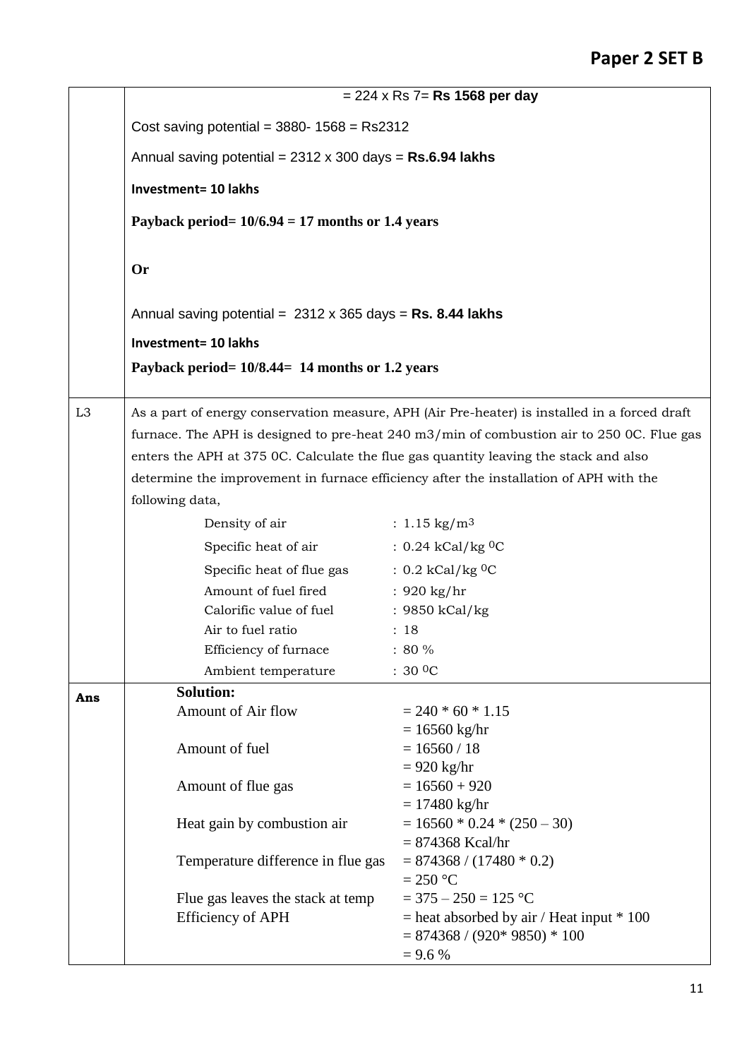= 224 x Rs 7= **Rs 1568 per day**

Cost saving potential = 3880- 1568 = Rs2312

Annual saving potential = 2312 x 300 days = **Rs.6.94 lakhs**

**Investment= 10 lakhs**

**Payback period= 10/6.94 = 17 months or 1.4 years**

**Or**

Annual saving potential = 2312 x 365 days = **Rs. 8.44 lakhs**

**Investment= 10 lakhs**

**Payback period= 10/8.44= 14 months or 1.2 years**

---

**L3**

As a part of energy conservation measure, APH (Air Pre-heater) is installed in a forced draft furnace. The APH is designed to pre-heat 240 m3/min of combustion air to 250 0C. Flue gas enters the APH at 375 0C. Calculate the flue gas quantity leaving the stack and also determine the improvement in furnace efficiency after the installation of APH with the following data,

| | |
|---|---|
| Density of air | : 1.15 $kg/m^3$ |
| Specific heat of air | : 0.24 kCal/kg $^0C$ |
| Specific heat of flue gas | : 0.2 kCal/kg $^0C$ |
| Amount of fuel fired | : 920 kg/hr |
| Calorific value of fuel | : 9850 kCal/kg |
| Air to fuel ratio | : 18 |
| Efficiency of furnace | : 80 % |
| Ambient temperature | : 30 $^0C$ |

**Ans**

**Solution:**

| | |
|---|---|
| Amount of Air flow | = 240 * 60 * 1.15 |
| | = 16560 kg/hr |
| Amount of fuel | = 16560 / 18 |
| | = 920 kg/hr |
| Amount of flue gas | = 16560 + 920 |
| | = 17480 kg/hr |
| Heat gain by combustion air | = 16560 * 0.24 * (250 – 30) |
| | = 874368 Kcal/hr |
| Temperature difference in flue gas | = 874368 / (17480 * 0.2) |
| | = 250 °C |
| Flue gas leaves the stack at temp | = 375 – 250 = 125 °C |
| Efficiency of APH | = heat absorbed by air / Heat input * 100 |
| | = 874368 / (920* 9850) * 100 |
| | = 9.6 % |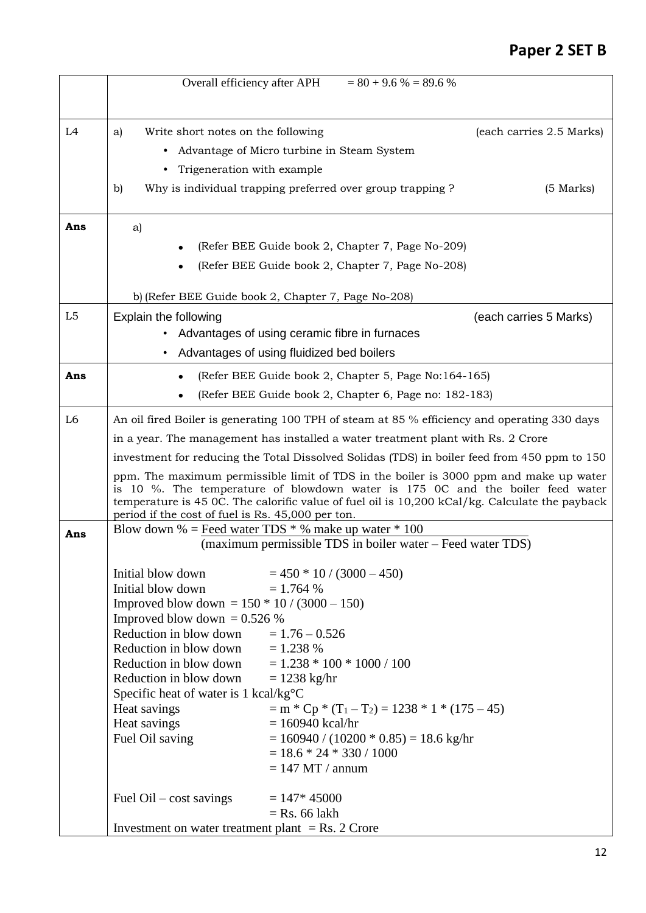| | |
|---|---|
| | Overall efficiency after APH = 80 + 9.6 % = 89.6 % |
| L4 | a) Write short notes on the following (each carries 2.5 Marks)<br>• Advantage of Micro turbine in Steam System<br>• Trigeneration with example<br>b) Why is individual trapping preferred over group trapping ? (5 Marks) |
| **Ans** | a)<br>• (Refer BEE Guide book 2, Chapter 7, Page No-209)<br>• (Refer BEE Guide book 2, Chapter 7, Page No-208)<br><br>b) (Refer BEE Guide book 2, Chapter 7, Page No-208) |
| L5 | Explain the following (each carries 5 Marks)<br>• Advantages of using ceramic fibre in furnaces<br>• Advantages of using fluidized bed boilers |
| **Ans** | • (Refer BEE Guide book 2, Chapter 5, Page No:164-165)<br>• (Refer BEE Guide book 2, Chapter 6, Page no: 182-183) |
| L6 | An oil fired Boiler is generating 100 TPH of steam at 85 % efficiency and operating 330 days in a year. The management has installed a water treatment plant with Rs. 2 Crore investment for reducing the Total Dissolved Solidas (TDS) in boiler feed from 450 ppm to 150 ppm. The maximum permissible limit of TDS in the boiler is 3000 ppm and make up water is 10 %. The temperature of blowdown water is 175 0C and the boiler feed water temperature is 45 0C. The calorific value of fuel oil is 10,200 kCal/kg. Calculate the payback period if the cost of fuel is Rs. 45,000 per ton. |
| **Ans** | $\text{Blow down \%} = \dfrac{\text{Feed water TDS} * \text{\% make up water} * 100}{\text{(maximum permissible TDS in boiler water – Feed water TDS)}}$<br><br>Initial blow down = 450 * 10 / (3000 – 450)<br>Initial blow down = 1.764 %<br>Improved blow down = 150 * 10 / (3000 – 150)<br>Improved blow down = 0.526 %<br>Reduction in blow down = 1.76 – 0.526<br>Reduction in blow down = 1.238 %<br>Reduction in blow down = 1.238 * 100 * 1000 / 100<br>Reduction in blow down = 1238 kg/hr<br>Specific heat of water is 1 kcal/kg°C<br>Heat savings = $m * Cp * (T_1 – T_2)$ = 1238 * 1 * (175 – 45)<br>Heat savings = 160940 kcal/hr<br>Fuel Oil saving = 160940 / (10200 * 0.85) = 18.6 kg/hr<br>= 18.6 * 24 * 330 / 1000<br>= 147 MT / annum<br><br>Fuel Oil – cost savings = 147* 45000<br>= Rs. 66 lakh<br>Investment on water treatment plant = Rs. 2 Crore |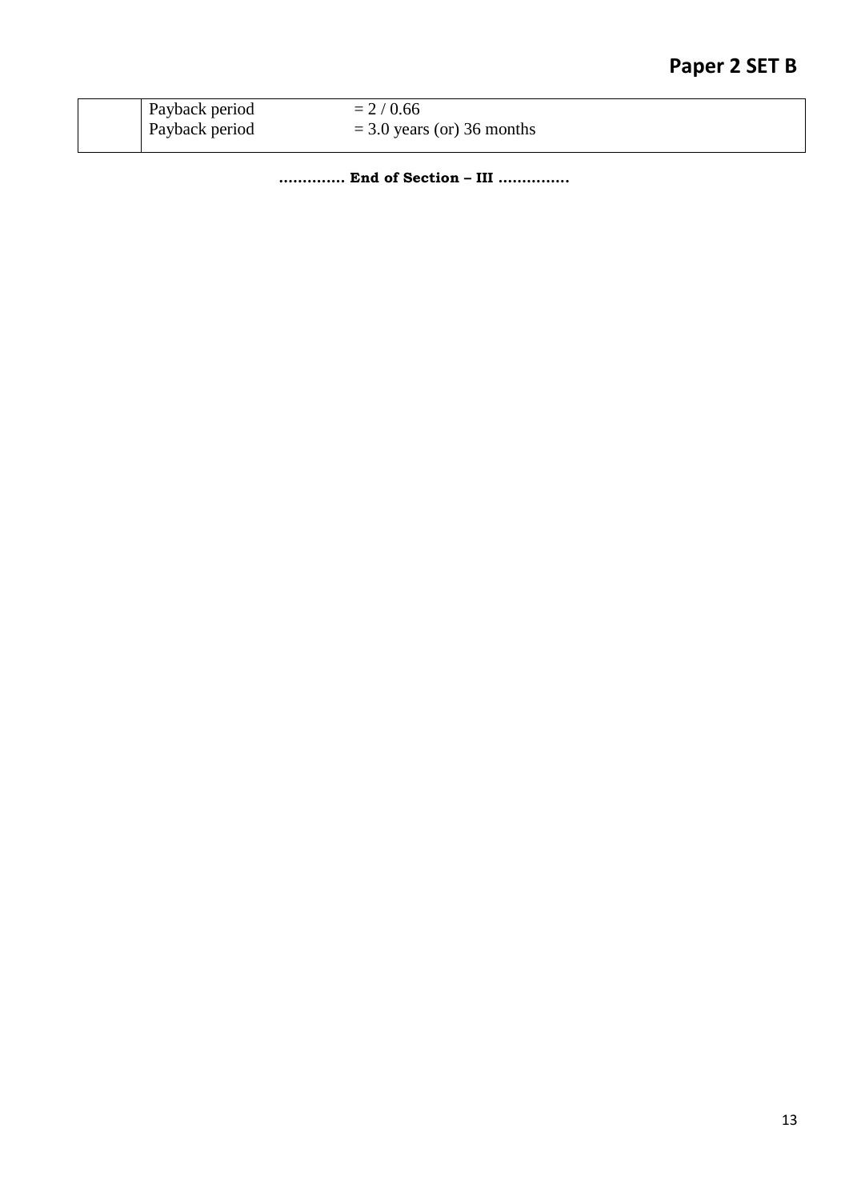| | | |
|---|---|---|
| | Payback period | = 2 / 0.66 |
| | Payback period | = 3.0 years (or) 36 months |

………….. **End of Section – III** ……………